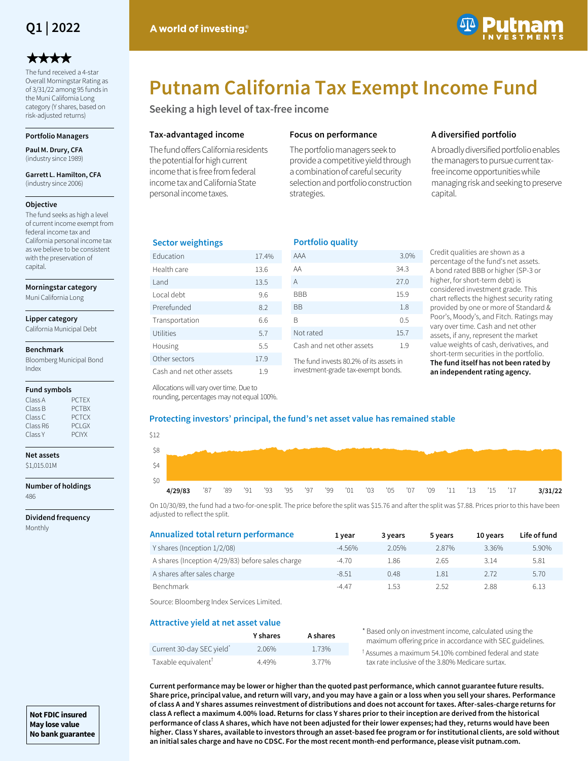**Q1 | 2022**

★★★★

The fund received a 4-star Overall Morningstar Rating as of 3/31/22 among 95 funds in the Muni California Long category (Y shares, based on risk-adjusted returns)

**Portfolio Managers**

**Paul M. Drury, CFA**
(industry since 1989)

**Garrett L. Hamilton, CFA**
(industry since 2006)

**Objective**

The fund seeks as high a level of current income exempt from federal income tax and California personal income tax as we believe to be consistent with the preservation of capital.

**Morningstar category**

Muni California Long

**Lipper category**

California Municipal Debt

**Benchmark**

Bloomberg Municipal Bond Index

**Fund symbols**

| | |
|---|---|
| Class A | PCTEX |
| Class B | PCTBX |
| Class C | PCTCX |
| Class R6 | PCLGX |
| Class Y | PCIYX |

**Net assets**

$1,015.01M

**Number of holdings**

486

**Dividend frequency**

Monthly

**Not FDIC insured**
**May lose value**
**No bank guarantee**

A world of investing.®

Putnam Investments

# Putnam California Tax Exempt Income Fund

## Seeking a high level of tax-free income

### Tax-advantaged income

The fund offers California residents the potential for high current income that is free from federal income tax and California State personal income taxes.

### Focus on performance

The portfolio managers seek to provide a competitive yield through a combination of careful security selection and portfolio construction strategies.

### A diversified portfolio

A broadly diversified portfolio enables the managers to pursue current tax-free income opportunities while managing risk and seeking to preserve capital.

### Sector weightings

| | |
|---|---|
| Education | 17.4% |
| Health care | 13.6 |
| Land | 13.5 |
| Local debt | 9.6 |
| Prerefunded | 8.2 |
| Transportation | 6.6 |
| Utilities | 5.7 |
| Housing | 5.5 |
| Other sectors | 17.9 |
| Cash and net other assets | 1.9 |

Allocations will vary over time. Due to rounding, percentages may not equal 100%.

### Portfolio quality

| | |
|---|---|
| AAA | 3.0% |
| AA | 34.3 |
| A | 27.0 |
| BBB | 15.9 |
| BB | 1.8 |
| B | 0.5 |
| Not rated | 15.7 |
| Cash and net other assets | 1.9 |

The fund invests 80.2% of its assets in investment-grade tax-exempt bonds.

Credit qualities are shown as a percentage of the fund's net assets. A bond rated BBB or higher (SP-3 or higher, for short-term debt) is considered investment grade. This chart reflects the highest security rating provided by one or more of Standard & Poor's, Moody's, and Fitch. Ratings may vary over time. Cash and net other assets, if any, represent the market value weights of cash, derivatives, and short-term securities in the portfolio. **The fund itself has not been rated by an independent rating agency.**

### Protecting investors' principal, the fund's net asset value has remained stable

$12, $8, $4, $0

4/29/83, '87, '89, '91, '93, '95, '97, '99, '01, '03, '05, '07, '09, '11, '13, '15, '17, 3/31/22

On 10/30/89, the fund had a two-for-one split. The price before the split was $15.76 and after the split was $7.88. Prices prior to this have been adjusted to reflect the split.

### Annualized total return performance

| | 1 year | 3 years | 5 years | 10 years | Life of fund |
|---|---|---|---|---|---|
| Y shares (Inception 1/2/08) | -4.56% | 2.05% | 2.87% | 3.36% | 5.90% |
| A shares (Inception 4/29/83) before sales charge | -4.70 | 1.86 | 2.65 | 3.14 | 5.81 |
| A shares after sales charge | -8.51 | 0.48 | 1.81 | 2.72 | 5.70 |
| Benchmark | -4.47 | 1.53 | 2.52 | 2.88 | 6.13 |

Source: Bloomberg Index Services Limited.

### Attractive yield at net asset value

| | Y shares | A shares |
|---|---|---|
| Current 30-day SEC yield* | 2.06% | 1.73% |
| Taxable equivalent† | 4.49% | 3.77% |

* Based only on investment income, calculated using the maximum offering price in accordance with SEC guidelines.

† Assumes a maximum 54.10% combined federal and state tax rate inclusive of the 3.80% Medicare surtax.

**Current performance may be lower or higher than the quoted past performance, which cannot guarantee future results. Share price, principal value, and return will vary, and you may have a gain or a loss when you sell your shares. Performance of class A and Y shares assumes reinvestment of distributions and does not account for taxes. After-sales-charge returns for class A reflect a maximum 4.00% load. Returns for class Y shares prior to their inception are derived from the historical performance of class A shares, which have not been adjusted for their lower expenses; had they, returns would have been higher. Class Y shares, available to investors through an asset-based fee program or for institutional clients, are sold without an initial sales charge and have no CDSC. For the most recent month-end performance, please visit putnam.com.**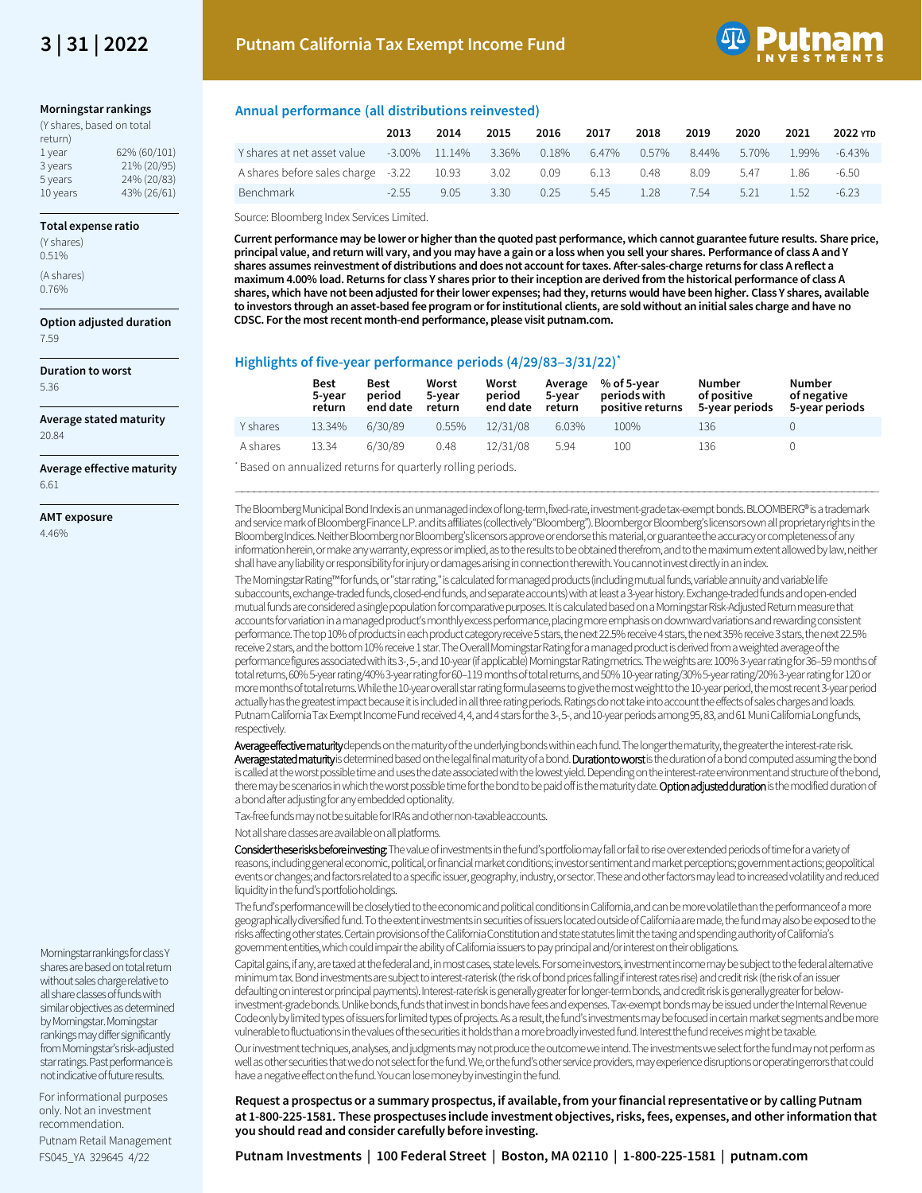**3 | 31 | 2022**

# Putnam California Tax Exempt Income Fund

**Morningstar rankings**

(Y shares, based on total return)

| | |
|---|---|
| 1 year | 62% (60/101) |
| 3 years | 21% (20/95) |
| 5 years | 24% (20/83) |
| 10 years | 43% (26/61) |

**Total expense ratio**

(Y shares)
0.51%

(A shares)
0.76%

**Option adjusted duration**

7.59

**Duration to worst**

5.36

**Average stated maturity**

20.84

**Average effective maturity**

6.61

**AMT exposure**

4.46%

## Annual performance (all distributions reinvested)

| | 2013 | 2014 | 2015 | 2016 | 2017 | 2018 | 2019 | 2020 | 2021 | 2022 YTD |
|---|---|---|---|---|---|---|---|---|---|---|
| Y shares at net asset value | -3.00% | 11.14% | 3.36% | 0.18% | 6.47% | 0.57% | 8.44% | 5.70% | 1.99% | -6.43% |
| A shares before sales charge | -3.22 | 10.93 | 3.02 | 0.09 | 6.13 | 0.48 | 8.09 | 5.47 | 1.86 | -6.50 |
| Benchmark | -2.55 | 9.05 | 3.30 | 0.25 | 5.45 | 1.28 | 7.54 | 5.21 | 1.52 | -6.23 |

Source: Bloomberg Index Services Limited.

**Current performance may be lower or higher than the quoted past performance, which cannot guarantee future results. Share price, principal value, and return will vary, and you may have a gain or a loss when you sell your shares. Performance of class A and Y shares assumes reinvestment of distributions and does not account for taxes. After-sales-charge returns for class A reflect a maximum 4.00% load. Returns for class Y shares prior to their inception are derived from the historical performance of class A shares, which have not been adjusted for their lower expenses; had they, returns would have been higher. Class Y shares, available to investors through an asset-based fee program or for institutional clients, are sold without an initial sales charge and have no CDSC. For the most recent month-end performance, please visit putnam.com.**

## Highlights of five-year performance periods (4/29/83–3/31/22)*

| | Best 5-year return | Best period end date | Worst 5-year return | Worst period end date | Average 5-year return | % of 5-year periods with positive returns | Number of positive 5-year periods | Number of negative 5-year periods |
|---|---|---|---|---|---|---|---|---|
| Y shares | 13.34% | 6/30/89 | 0.55% | 12/31/08 | 6.03% | 100% | 136 | 0 |
| A shares | 13.34 | 6/30/89 | 0.48 | 12/31/08 | 5.94 | 100 | 136 | 0 |

* Based on annualized returns for quarterly rolling periods.

The Bloomberg Municipal Bond Index is an unmanaged index of long-term, fixed-rate, investment-grade tax-exempt bonds. BLOOMBERG® is a trademark and service mark of Bloomberg Finance L.P. and its affiliates (collectively "Bloomberg"). Bloomberg or Bloomberg's licensors own all proprietary rights in the Bloomberg Indices. Neither Bloomberg nor Bloomberg's licensors approve or endorse this material, or guarantee the accuracy or completeness of any information herein, or make any warranty, express or implied, as to the results to be obtained therefrom, and to the maximum extent allowed by law, neither shall have any liability or responsibility for injury or damages arising in connection therewith. You cannot invest directly in an index.

The Morningstar Rating™ for funds, or "star rating," is calculated for managed products (including mutual funds, variable annuity and variable life subaccounts, exchange-traded funds, closed-end funds, and separate accounts) with at least a 3-year history. Exchange-traded funds and open-ended mutual funds are considered a single population for comparative purposes. It is calculated based on a Morningstar Risk-Adjusted Return measure that accounts for variation in a managed product's monthly excess performance, placing more emphasis on downward variations and rewarding consistent performance. The top 10% of products in each product category receive 5 stars, the next 22.5% receive 4 stars, the next 35% receive 3 stars, the next 22.5% receive 2 stars, and the bottom 10% receive 1 star. The Overall Morningstar Rating for a managed product is derived from a weighted average of the performance figures associated with its 3-, 5-, and 10-year (if applicable) Morningstar Rating metrics. The weights are: 100% 3-year rating for 36–59 months of total returns, 60% 5-year rating/40% 3-year rating for 60–119 months of total returns, and 50% 10-year rating/30% 5-year rating/20% 3-year rating for 120 or more months of total returns. While the 10-year overall star rating formula seems to give the most weight to the 10-year period, the most recent 3-year period actually has the greatest impact because it is included in all three rating periods. Ratings do not take into account the effects of sales charges and loads. Putnam California Tax Exempt Income Fund received 4, 4, and 4 stars for the 3-, 5-, and 10-year periods among 95, 83, and 61 Muni California Long funds, respectively.

**Average effective maturity** depends on the maturity of the underlying bonds within each fund. The longer the maturity, the greater the interest-rate risk. **Average stated maturity** is determined based on the legal final maturity of a bond. **Duration to worst** is the duration of a bond computed assuming the bond is called at the worst possible time and uses the date associated with the lowest yield. Depending on the interest-rate environment and structure of the bond, there may be scenarios in which the worst possible time for the bond to be paid off is the maturity date. **Option adjusted duration** is the modified duration of a bond after adjusting for any embedded optionality.

Tax-free funds may not be suitable for IRAs and other non-taxable accounts.

Not all share classes are available on all platforms.

**Consider these risks before investing:** The value of investments in the fund's portfolio may fall or fail to rise over extended periods of time for a variety of reasons, including general economic, political, or financial market conditions; investor sentiment and market perceptions; government actions; geopolitical events or changes; and factors related to a specific issuer, geography, industry, or sector. These and other factors may lead to increased volatility and reduced liquidity in the fund's portfolio holdings.

The fund's performance will be closely tied to the economic and political conditions in California, and can be more volatile than the performance of a more geographically diversified fund. To the extent investments in securities of issuers located outside of California are made, the fund may also be exposed to the risks affecting other states. Certain provisions of the California Constitution and state statutes limit the taxing and spending authority of California's government entities, which could impair the ability of California issuers to pay principal and/or interest on their obligations.

Capital gains, if any, are taxed at the federal and, in most cases, state levels. For some investors, investment income may be subject to the federal alternative minimum tax. Bond investments are subject to interest-rate risk (the risk of bond prices falling if interest rates rise) and credit risk (the risk of an issuer defaulting on interest or principal payments). Interest-rate risk is generally greater for longer-term bonds, and credit risk is generally greater for below-investment-grade bonds. Unlike bonds, funds that invest in bonds have fees and expenses. Tax-exempt bonds may be issued under the Internal Revenue Code only by limited types of issuers for limited types of projects. As a result, the fund's investments may be focused in certain market segments and be more vulnerable to fluctuations in the values of the securities it holds than a more broadly invested fund. Interest the fund receives might be taxable.

Our investment techniques, analyses, and judgments may not produce the outcome we intend. The investments we select for the fund may not perform as well as other securities that we do not select for the fund. We, or the fund's other service providers, may experience disruptions or operating errors that could have a negative effect on the fund. You can lose money by investing in the fund.

**Request a prospectus or a summary prospectus, if available, from your financial representative or by calling Putnam at 1-800-225-1581. These prospectuses include investment objectives, risks, fees, expenses, and other information that you should read and consider carefully before investing.**

Morningstar rankings for class Y shares are based on total return without sales charge relative to all share classes of funds with similar objectives as determined by Morningstar. Morningstar rankings may differ significantly from Morningstar's risk-adjusted star ratings. Past performance is not indicative of future results.

For informational purposes only. Not an investment recommendation.

Putnam Retail Management

FS045_YA 329645 4/22

**Putnam Investments | 100 Federal Street | Boston, MA 02110 | 1-800-225-1581 | putnam.com**